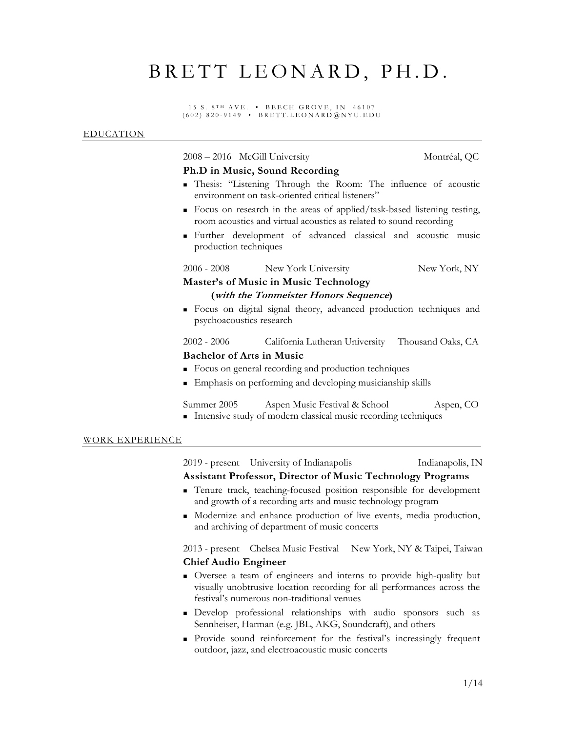# BRETT LEONARD, PH.D.

15 S. 8TH AVE. • BEECH GROVE, IN 46107
(602) 820-9149 • BRETT.LEONARD@NYU.EDU

## EDUCATION

2008 – 2016 McGill University — Montréal, QC

**Ph.D in Music, Sound Recording**

- Thesis: "Listening Through the Room: The influence of acoustic environment on task-oriented critical listeners"
- Focus on research in the areas of applied/task-based listening testing, room acoustics and virtual acoustics as related to sound recording
- Further development of advanced classical and acoustic music production techniques

2006 - 2008 New York University — New York, NY

**Master's of Music in Music Technology**
**(*with the Tonmeister Honors Sequence*)**

- Focus on digital signal theory, advanced production techniques and psychoacoustics research

2002 - 2006 California Lutheran University — Thousand Oaks, CA

**Bachelor of Arts in Music**

- Focus on general recording and production techniques
- Emphasis on performing and developing musicianship skills

Summer 2005 Aspen Music Festival & School — Aspen, CO

- Intensive study of modern classical music recording techniques

## WORK EXPERIENCE

2019 - present University of Indianapolis — Indianapolis, IN

**Assistant Professor, Director of Music Technology Programs**

- Tenure track, teaching-focused position responsible for development and growth of a recording arts and music technology program
- Modernize and enhance production of live events, media production, and archiving of department of music concerts

2013 - present Chelsea Music Festival — New York, NY & Taipei, Taiwan

**Chief Audio Engineer**

- Oversee a team of engineers and interns to provide high-quality but visually unobtrusive location recording for all performances across the festival's numerous non-traditional venues
- Develop professional relationships with audio sponsors such as Sennheiser, Harman (e.g. JBL, AKG, Soundcraft), and others
- Provide sound reinforcement for the festival's increasingly frequent outdoor, jazz, and electroacoustic music concerts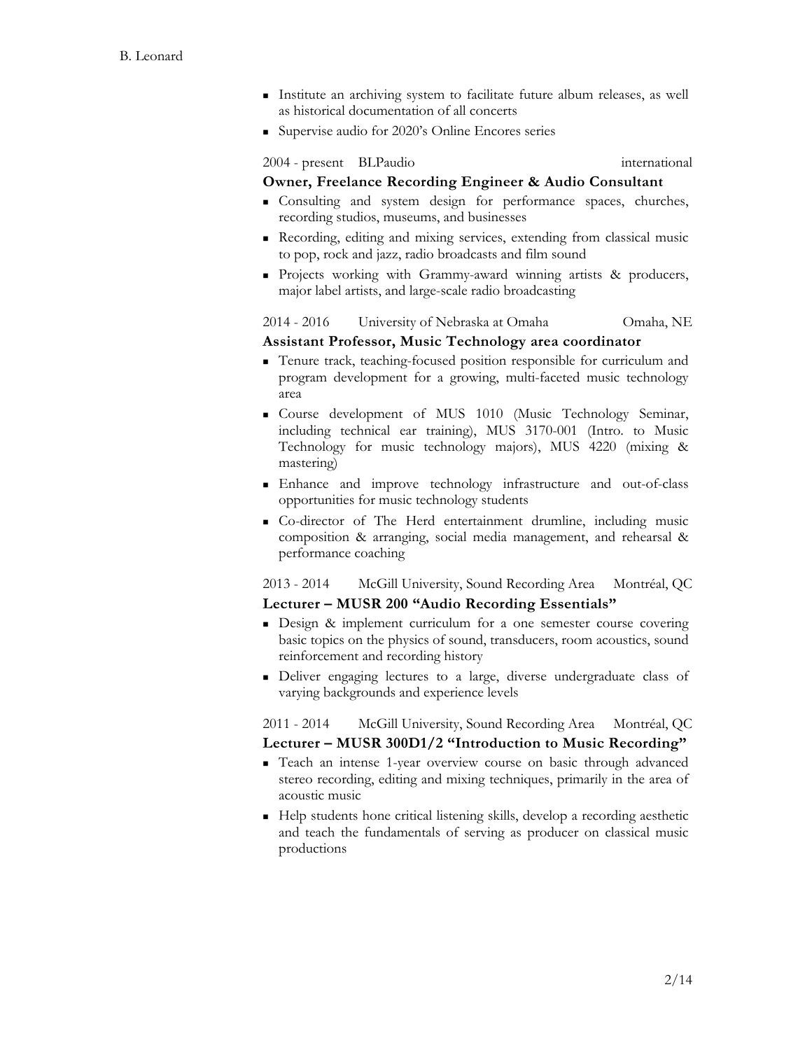- Institute an archiving system to facilitate future album releases, as well as historical documentation of all concerts
- Supervise audio for 2020's Online Encores series

2004 - present BLPaudio international

**Owner, Freelance Recording Engineer & Audio Consultant**

- Consulting and system design for performance spaces, churches, recording studios, museums, and businesses
- Recording, editing and mixing services, extending from classical music to pop, rock and jazz, radio broadcasts and film sound
- Projects working with Grammy-award winning artists & producers, major label artists, and large-scale radio broadcasting

2014 - 2016 University of Nebraska at Omaha Omaha, NE

**Assistant Professor, Music Technology area coordinator**

- Tenure track, teaching-focused position responsible for curriculum and program development for a growing, multi-faceted music technology area
- Course development of MUS 1010 (Music Technology Seminar, including technical ear training), MUS 3170-001 (Intro. to Music Technology for music technology majors), MUS 4220 (mixing & mastering)
- Enhance and improve technology infrastructure and out-of-class opportunities for music technology students
- Co-director of The Herd entertainment drumline, including music composition & arranging, social media management, and rehearsal & performance coaching

2013 - 2014 McGill University, Sound Recording Area Montréal, QC

**Lecturer – MUSR 200 "Audio Recording Essentials"**

- Design & implement curriculum for a one semester course covering basic topics on the physics of sound, transducers, room acoustics, sound reinforcement and recording history
- Deliver engaging lectures to a large, diverse undergraduate class of varying backgrounds and experience levels

2011 - 2014 McGill University, Sound Recording Area Montréal, QC

**Lecturer – MUSR 300D1/2 "Introduction to Music Recording"**

- Teach an intense 1-year overview course on basic through advanced stereo recording, editing and mixing techniques, primarily in the area of acoustic music
- Help students hone critical listening skills, develop a recording aesthetic and teach the fundamentals of serving as producer on classical music productions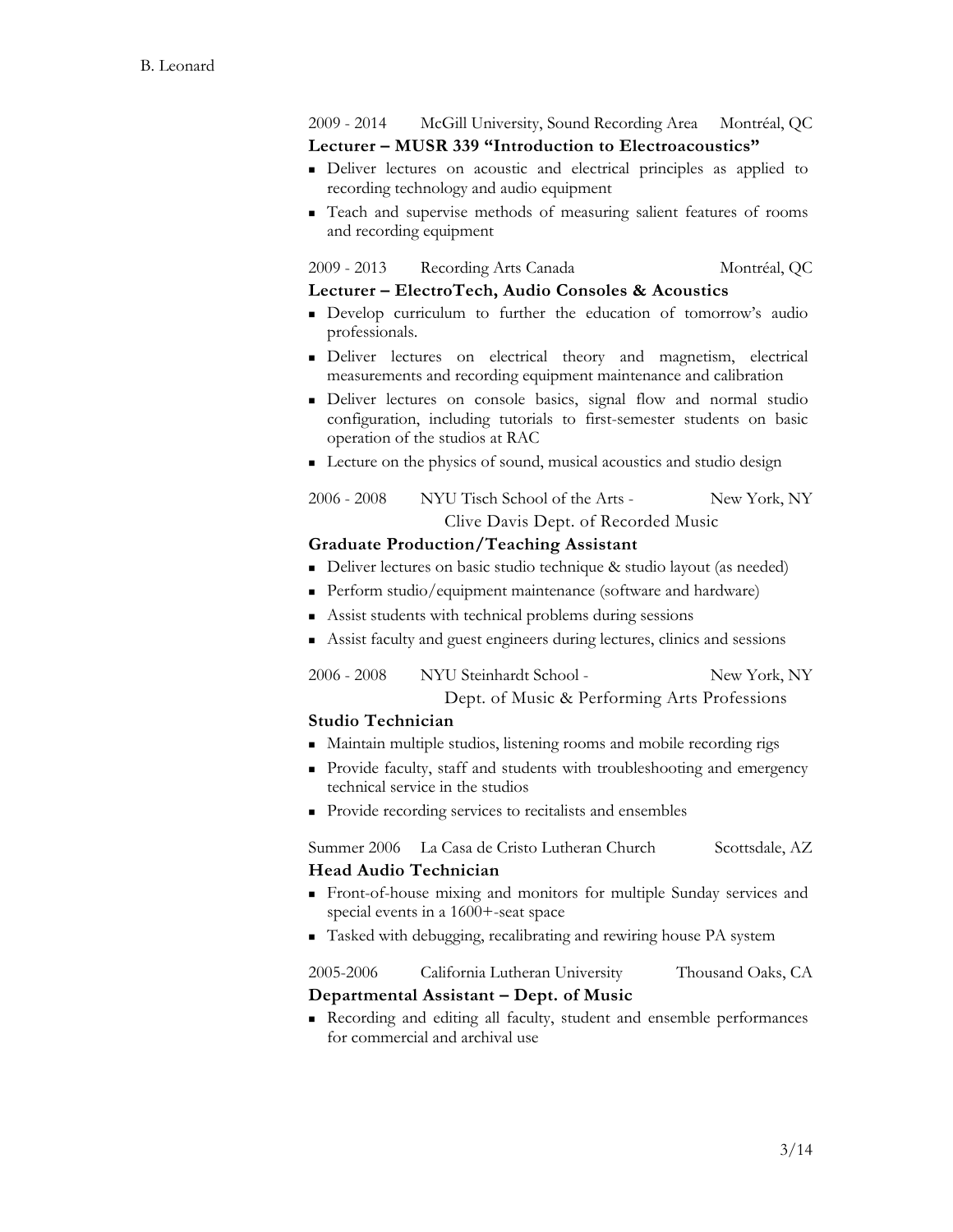2009 - 2014 McGill University, Sound Recording Area Montréal, QC

**Lecturer – MUSR 339 "Introduction to Electroacoustics"**

- Deliver lectures on acoustic and electrical principles as applied to recording technology and audio equipment
- Teach and supervise methods of measuring salient features of rooms and recording equipment

2009 - 2013 Recording Arts Canada Montréal, QC

**Lecturer – ElectroTech, Audio Consoles & Acoustics**

- Develop curriculum to further the education of tomorrow's audio professionals.
- Deliver lectures on electrical theory and magnetism, electrical measurements and recording equipment maintenance and calibration
- Deliver lectures on console basics, signal flow and normal studio configuration, including tutorials to first-semester students on basic operation of the studios at RAC
- Lecture on the physics of sound, musical acoustics and studio design

2006 - 2008 NYU Tisch School of the Arts - Clive Davis Dept. of Recorded Music New York, NY

**Graduate Production/Teaching Assistant**

- Deliver lectures on basic studio technique & studio layout (as needed)
- Perform studio/equipment maintenance (software and hardware)
- Assist students with technical problems during sessions
- Assist faculty and guest engineers during lectures, clinics and sessions

2006 - 2008 NYU Steinhardt School - Dept. of Music & Performing Arts Professions New York, NY

**Studio Technician**

- Maintain multiple studios, listening rooms and mobile recording rigs
- Provide faculty, staff and students with troubleshooting and emergency technical service in the studios
- Provide recording services to recitalists and ensembles

Summer 2006 La Casa de Cristo Lutheran Church Scottsdale, AZ

**Head Audio Technician**

- Front-of-house mixing and monitors for multiple Sunday services and special events in a 1600+-seat space
- Tasked with debugging, recalibrating and rewiring house PA system

2005-2006 California Lutheran University Thousand Oaks, CA

**Departmental Assistant – Dept. of Music**

- Recording and editing all faculty, student and ensemble performances for commercial and archival use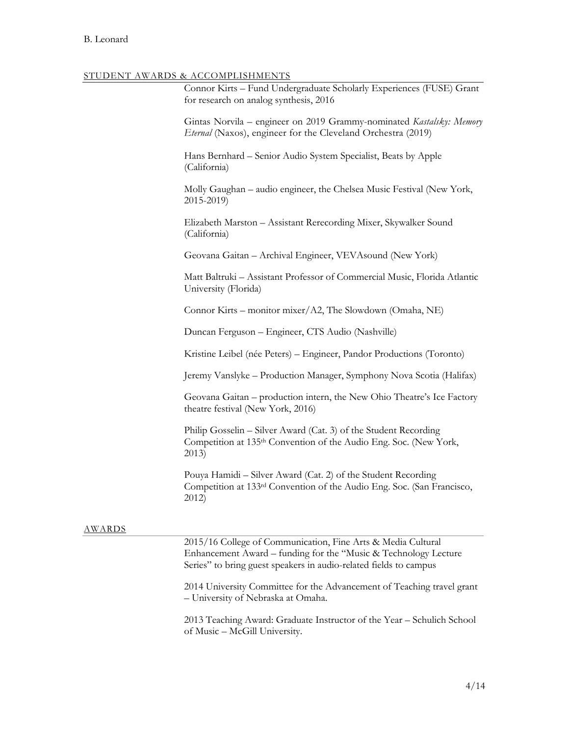## STUDENT AWARDS & ACCOMPLISHMENTS

Connor Kirts – Fund Undergraduate Scholarly Experiences (FUSE) Grant for research on analog synthesis, 2016

Gintas Norvila – engineer on 2019 Grammy-nominated *Kastalsky: Memory Eternal* (Naxos), engineer for the Cleveland Orchestra (2019)

Hans Bernhard – Senior Audio System Specialist, Beats by Apple (California)

Molly Gaughan – audio engineer, the Chelsea Music Festival (New York, 2015-2019)

Elizabeth Marston – Assistant Rerecording Mixer, Skywalker Sound (California)

Geovana Gaitan – Archival Engineer, VEVAsound (New York)

Matt Baltruki – Assistant Professor of Commercial Music, Florida Atlantic University (Florida)

Connor Kirts – monitor mixer/A2, The Slowdown (Omaha, NE)

Duncan Ferguson – Engineer, CTS Audio (Nashville)

Kristine Leibel (née Peters) – Engineer, Pandor Productions (Toronto)

Jeremy Vanslyke – Production Manager, Symphony Nova Scotia (Halifax)

Geovana Gaitan – production intern, the New Ohio Theatre's Ice Factory theatre festival (New York, 2016)

Philip Gosselin – Silver Award (Cat. 3) of the Student Recording Competition at 135th Convention of the Audio Eng. Soc. (New York, 2013)

Pouya Hamidi – Silver Award (Cat. 2) of the Student Recording Competition at 133rd Convention of the Audio Eng. Soc. (San Francisco, 2012)

## AWARDS

2015/16 College of Communication, Fine Arts & Media Cultural Enhancement Award – funding for the "Music & Technology Lecture Series" to bring guest speakers in audio-related fields to campus

2014 University Committee for the Advancement of Teaching travel grant – University of Nebraska at Omaha.

2013 Teaching Award: Graduate Instructor of the Year – Schulich School of Music – McGill University.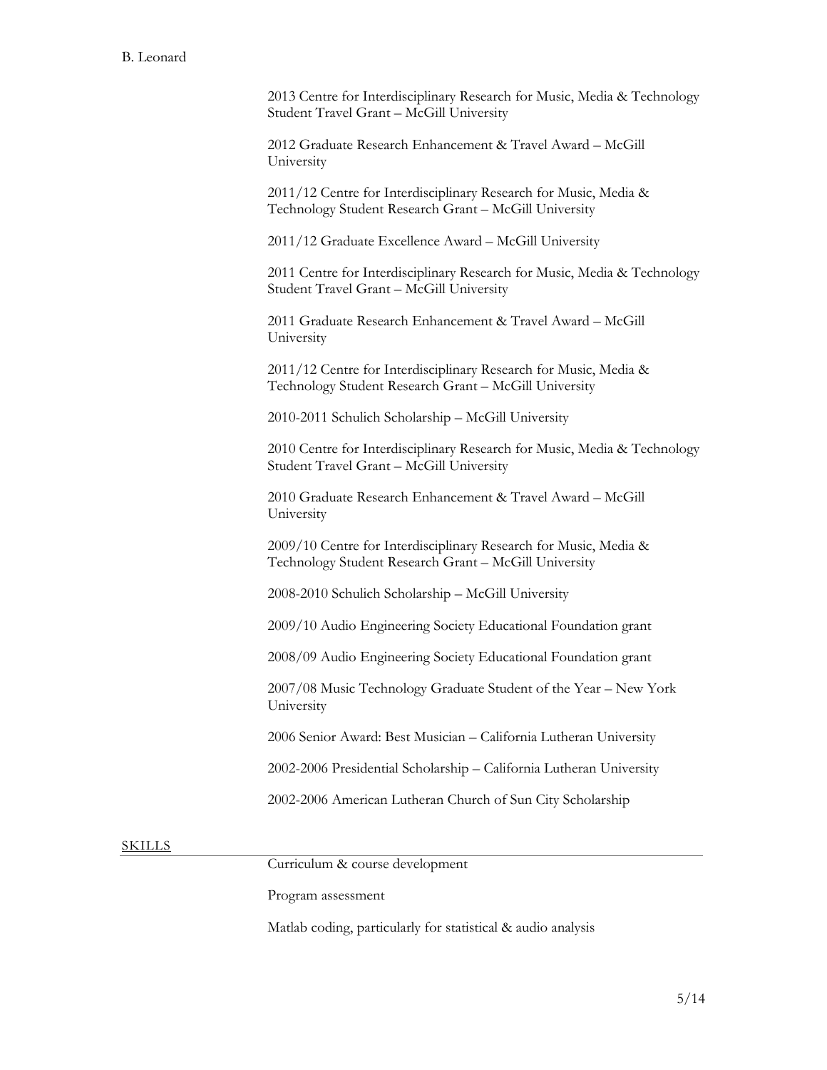2013 Centre for Interdisciplinary Research for Music, Media & Technology Student Travel Grant – McGill University

2012 Graduate Research Enhancement & Travel Award – McGill University

2011/12 Centre for Interdisciplinary Research for Music, Media & Technology Student Research Grant – McGill University

2011/12 Graduate Excellence Award – McGill University

2011 Centre for Interdisciplinary Research for Music, Media & Technology Student Travel Grant – McGill University

2011 Graduate Research Enhancement & Travel Award – McGill University

2011/12 Centre for Interdisciplinary Research for Music, Media & Technology Student Research Grant – McGill University

2010-2011 Schulich Scholarship – McGill University

2010 Centre for Interdisciplinary Research for Music, Media & Technology Student Travel Grant – McGill University

2010 Graduate Research Enhancement & Travel Award – McGill University

2009/10 Centre for Interdisciplinary Research for Music, Media & Technology Student Research Grant – McGill University

2008-2010 Schulich Scholarship – McGill University

2009/10 Audio Engineering Society Educational Foundation grant

2008/09 Audio Engineering Society Educational Foundation grant

2007/08 Music Technology Graduate Student of the Year – New York University

2006 Senior Award: Best Musician – California Lutheran University

2002-2006 Presidential Scholarship – California Lutheran University

2002-2006 American Lutheran Church of Sun City Scholarship

## SKILLS

Curriculum & course development

Program assessment

Matlab coding, particularly for statistical & audio analysis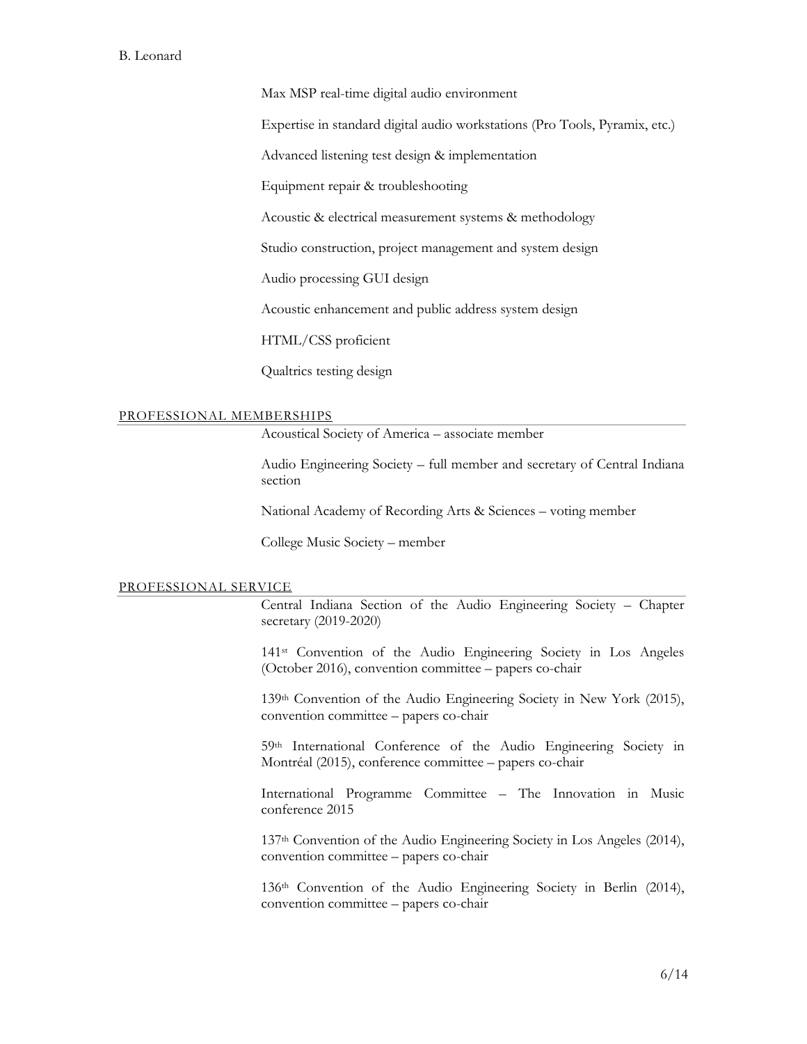Max MSP real-time digital audio environment

Expertise in standard digital audio workstations (Pro Tools, Pyramix, etc.)

Advanced listening test design & implementation

Equipment repair & troubleshooting

Acoustic & electrical measurement systems & methodology

Studio construction, project management and system design

Audio processing GUI design

Acoustic enhancement and public address system design

HTML/CSS proficient

Qualtrics testing design

## PROFESSIONAL MEMBERSHIPS

Acoustical Society of America – associate member

Audio Engineering Society – full member and secretary of Central Indiana section

National Academy of Recording Arts & Sciences – voting member

College Music Society – member

## PROFESSIONAL SERVICE

Central Indiana Section of the Audio Engineering Society – Chapter secretary (2019-2020)

141st Convention of the Audio Engineering Society in Los Angeles (October 2016), convention committee – papers co-chair

139th Convention of the Audio Engineering Society in New York (2015), convention committee – papers co-chair

59th International Conference of the Audio Engineering Society in Montréal (2015), conference committee – papers co-chair

International Programme Committee – The Innovation in Music conference 2015

137th Convention of the Audio Engineering Society in Los Angeles (2014), convention committee – papers co-chair

136th Convention of the Audio Engineering Society in Berlin (2014), convention committee – papers co-chair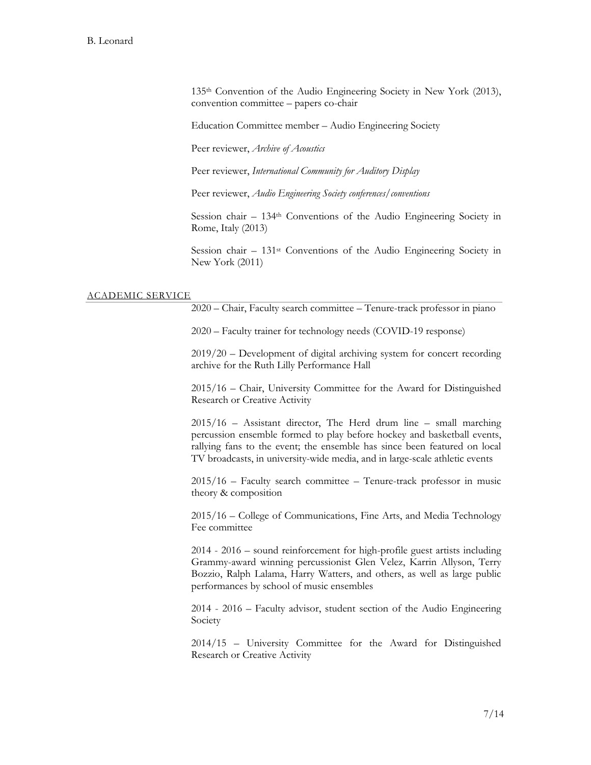135th Convention of the Audio Engineering Society in New York (2013), convention committee – papers co-chair

Education Committee member – Audio Engineering Society

Peer reviewer, *Archive of Acoustics*

Peer reviewer, *International Community for Auditory Display*

Peer reviewer, *Audio Engineering Society conferences/conventions*

Session chair – 134th Conventions of the Audio Engineering Society in Rome, Italy (2013)

Session chair – 131st Conventions of the Audio Engineering Society in New York (2011)

## ACADEMIC SERVICE

2020 – Chair, Faculty search committee – Tenure-track professor in piano

2020 – Faculty trainer for technology needs (COVID-19 response)

2019/20 – Development of digital archiving system for concert recording archive for the Ruth Lilly Performance Hall

2015/16 – Chair, University Committee for the Award for Distinguished Research or Creative Activity

2015/16 – Assistant director, The Herd drum line – small marching percussion ensemble formed to play before hockey and basketball events, rallying fans to the event; the ensemble has since been featured on local TV broadcasts, in university-wide media, and in large-scale athletic events

2015/16 – Faculty search committee – Tenure-track professor in music theory & composition

2015/16 – College of Communications, Fine Arts, and Media Technology Fee committee

2014 - 2016 – sound reinforcement for high-profile guest artists including Grammy-award winning percussionist Glen Velez, Karrin Allyson, Terry Bozzio, Ralph Lalama, Harry Watters, and others, as well as large public performances by school of music ensembles

2014 - 2016 – Faculty advisor, student section of the Audio Engineering Society

2014/15 – University Committee for the Award for Distinguished Research or Creative Activity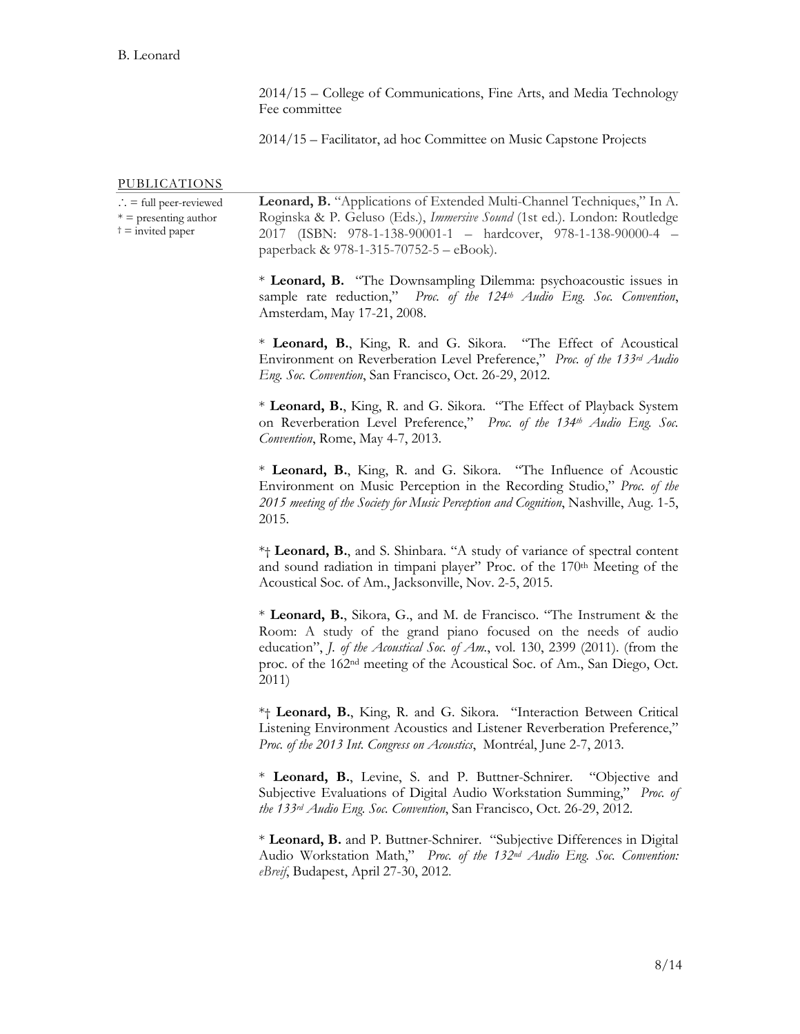2014/15 – College of Communications, Fine Arts, and Media Technology Fee committee

2014/15 – Facilitator, ad hoc Committee on Music Capstone Projects

## PUBLICATIONS

∴ = full peer-reviewed
* = presenting author
† = invited paper

**Leonard, B.** "Applications of Extended Multi-Channel Techniques," In A. Roginska & P. Geluso (Eds.), *Immersive Sound* (1st ed.). London: Routledge 2017 (ISBN: 978-1-138-90001-1 – hardcover, 978-1-138-90000-4 – paperback & 978-1-315-70752-5 – eBook).

* **Leonard, B.** "The Downsampling Dilemma: psychoacoustic issues in sample rate reduction," *Proc. of the 124th Audio Eng. Soc. Convention*, Amsterdam, May 17-21, 2008.

* **Leonard, B.**, King, R. and G. Sikora. "The Effect of Acoustical Environment on Reverberation Level Preference," *Proc. of the 133rd Audio Eng. Soc. Convention*, San Francisco, Oct. 26-29, 2012.

* **Leonard, B.**, King, R. and G. Sikora. "The Effect of Playback System on Reverberation Level Preference," *Proc. of the 134th Audio Eng. Soc. Convention*, Rome, May 4-7, 2013.

* **Leonard, B.**, King, R. and G. Sikora. "The Influence of Acoustic Environment on Music Perception in the Recording Studio," *Proc. of the 2015 meeting of the Society for Music Perception and Cognition*, Nashville, Aug. 1-5, 2015.

*† **Leonard, B.**, and S. Shinbara. "A study of variance of spectral content and sound radiation in timpani player" Proc. of the 170th Meeting of the Acoustical Soc. of Am., Jacksonville, Nov. 2-5, 2015.

* **Leonard, B.**, Sikora, G., and M. de Francisco. "The Instrument & the Room: A study of the grand piano focused on the needs of audio education", *J. of the Acoustical Soc. of Am.*, vol. 130, 2399 (2011). (from the proc. of the 162nd meeting of the Acoustical Soc. of Am., San Diego, Oct. 2011)

*† **Leonard, B.**, King, R. and G. Sikora. "Interaction Between Critical Listening Environment Acoustics and Listener Reverberation Preference," *Proc. of the 2013 Int. Congress on Acoustics*, Montréal, June 2-7, 2013.

* **Leonard, B.**, Levine, S. and P. Buttner-Schnirer. "Objective and Subjective Evaluations of Digital Audio Workstation Summing," *Proc. of the 133rd Audio Eng. Soc. Convention*, San Francisco, Oct. 26-29, 2012.

* **Leonard, B.** and P. Buttner-Schnirer. "Subjective Differences in Digital Audio Workstation Math," *Proc. of the 132nd Audio Eng. Soc. Convention: eBreif*, Budapest, April 27-30, 2012.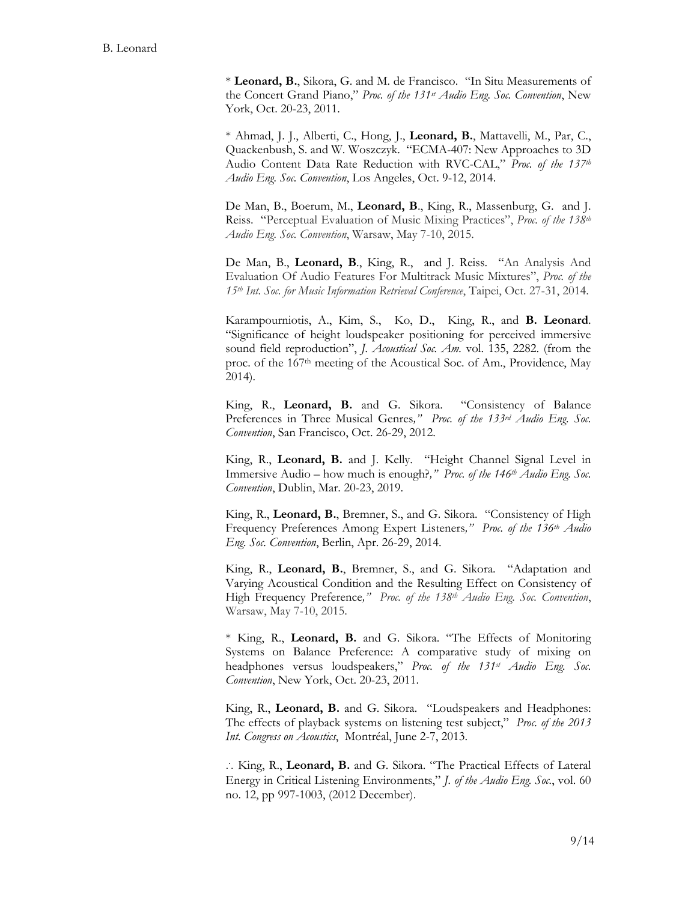* **Leonard, B.**, Sikora, G. and M. de Francisco. "In Situ Measurements of the Concert Grand Piano," *Proc. of the 131st Audio Eng. Soc. Convention*, New York, Oct. 20-23, 2011.

* Ahmad, J. J., Alberti, C., Hong, J., **Leonard, B.**, Mattavelli, M., Par, C., Quackenbush, S. and W. Woszczyk. "ECMA-407: New Approaches to 3D Audio Content Data Rate Reduction with RVC-CAL," *Proc. of the 137th Audio Eng. Soc. Convention*, Los Angeles, Oct. 9-12, 2014.

De Man, B., Boerum, M., **Leonard, B**., King, R., Massenburg, G. and J. Reiss. "Perceptual Evaluation of Music Mixing Practices", *Proc. of the 138th Audio Eng. Soc. Convention*, Warsaw, May 7-10, 2015.

De Man, B., **Leonard, B**., King, R., and J. Reiss. "An Analysis And Evaluation Of Audio Features For Multitrack Music Mixtures", *Proc. of the 15th Int. Soc. for Music Information Retrieval Conference*, Taipei, Oct. 27-31, 2014.

Karampourniotis, A., Kim, S., Ko, D., King, R., and **B. Leonard**. "Significance of height loudspeaker positioning for perceived immersive sound field reproduction", *J. Acoustical Soc. Am.* vol. 135, 2282. (from the proc. of the 167th meeting of the Acoustical Soc. of Am., Providence, May 2014).

King, R., **Leonard, B.** and G. Sikora. "Consistency of Balance Preferences in Three Musical Genres," *Proc. of the 133rd Audio Eng. Soc. Convention*, San Francisco, Oct. 26-29, 2012.

King, R., **Leonard, B.** and J. Kelly. "Height Channel Signal Level in Immersive Audio – how much is enough?," *Proc. of the 146th Audio Eng. Soc. Convention*, Dublin, Mar. 20-23, 2019.

King, R., **Leonard, B.**, Bremner, S., and G. Sikora. "Consistency of High Frequency Preferences Among Expert Listeners," *Proc. of the 136th Audio Eng. Soc. Convention*, Berlin, Apr. 26-29, 2014.

King, R., **Leonard, B.**, Bremner, S., and G. Sikora. "Adaptation and Varying Acoustical Condition and the Resulting Effect on Consistency of High Frequency Preference," *Proc. of the 138th Audio Eng. Soc. Convention*, Warsaw, May 7-10, 2015.

* King, R., **Leonard, B.** and G. Sikora. "The Effects of Monitoring Systems on Balance Preference: A comparative study of mixing on headphones versus loudspeakers," *Proc. of the 131st Audio Eng. Soc. Convention*, New York, Oct. 20-23, 2011.

King, R., **Leonard, B.** and G. Sikora. "Loudspeakers and Headphones: The effects of playback systems on listening test subject," *Proc. of the 2013 Int. Congress on Acoustics*, Montréal, June 2-7, 2013.

∴ King, R., **Leonard, B.** and G. Sikora. "The Practical Effects of Lateral Energy in Critical Listening Environments," *J. of the Audio Eng. Soc.*, vol. 60 no. 12, pp 997-1003, (2012 December).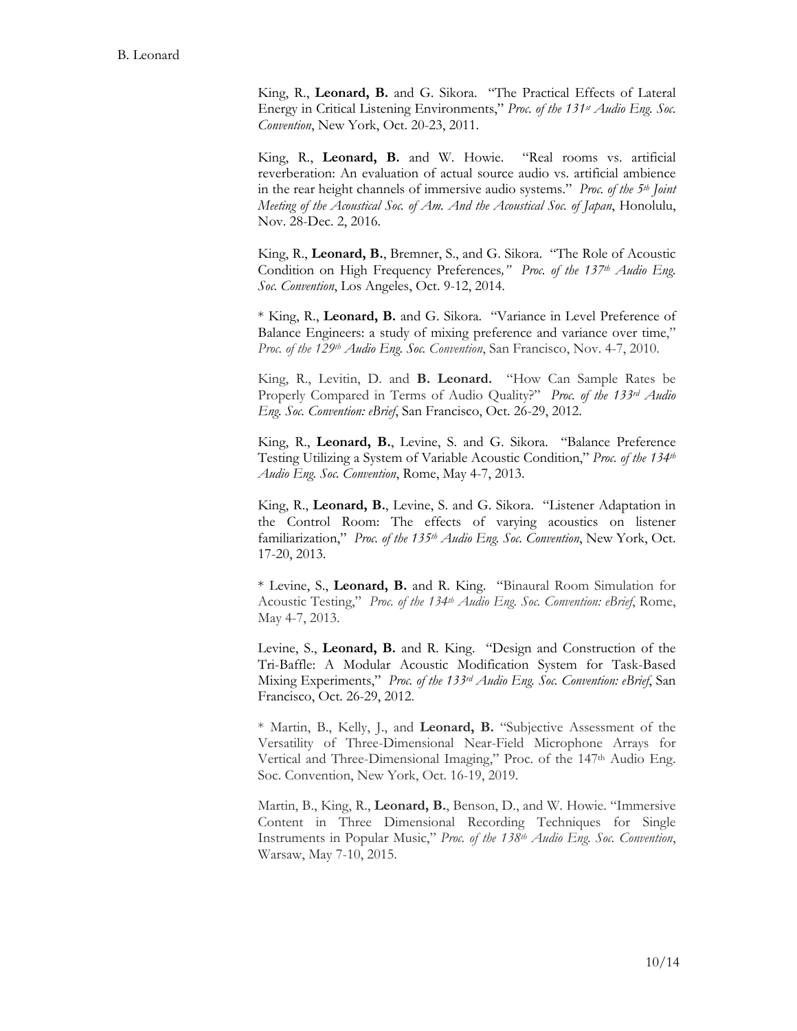King, R., **Leonard, B.** and G. Sikora. "The Practical Effects of Lateral Energy in Critical Listening Environments," *Proc. of the 131st Audio Eng. Soc. Convention*, New York, Oct. 20-23, 2011.

King, R., **Leonard, B.** and W. Howie. "Real rooms vs. artificial reverberation: An evaluation of actual source audio vs. artificial ambience in the rear height channels of immersive audio systems." *Proc. of the 5th Joint Meeting of the Acoustical Soc. of Am. And the Acoustical Soc. of Japan*, Honolulu, Nov. 28-Dec. 2, 2016.

King, R., **Leonard, B.**, Bremner, S., and G. Sikora. "The Role of Acoustic Condition on High Frequency Preferences," *Proc. of the 137th Audio Eng. Soc. Convention*, Los Angeles, Oct. 9-12, 2014.

* King, R., **Leonard, B.** and G. Sikora. "Variance in Level Preference of Balance Engineers: a study of mixing preference and variance over time," *Proc. of the 129th Audio Eng. Soc. Convention*, San Francisco, Nov. 4-7, 2010.

King, R., Levitin, D. and **B. Leonard.** "How Can Sample Rates be Properly Compared in Terms of Audio Quality?" *Proc. of the 133rd Audio Eng. Soc. Convention: eBrief*, San Francisco, Oct. 26-29, 2012.

King, R., **Leonard, B.**, Levine, S. and G. Sikora. "Balance Preference Testing Utilizing a System of Variable Acoustic Condition," *Proc. of the 134th Audio Eng. Soc. Convention*, Rome, May 4-7, 2013.

King, R., **Leonard, B.**, Levine, S. and G. Sikora. "Listener Adaptation in the Control Room: The effects of varying acoustics on listener familiarization," *Proc. of the 135th Audio Eng. Soc. Convention*, New York, Oct. 17-20, 2013.

* Levine, S., **Leonard, B.** and R. King. "Binaural Room Simulation for Acoustic Testing," *Proc. of the 134th Audio Eng. Soc. Convention: eBrief*, Rome, May 4-7, 2013.

Levine, S., **Leonard, B.** and R. King. "Design and Construction of the Tri-Baffle: A Modular Acoustic Modification System for Task-Based Mixing Experiments," *Proc. of the 133rd Audio Eng. Soc. Convention: eBrief*, San Francisco, Oct. 26-29, 2012.

* Martin, B., Kelly, J., and **Leonard, B.** "Subjective Assessment of the Versatility of Three-Dimensional Near-Field Microphone Arrays for Vertical and Three-Dimensional Imaging," Proc. of the 147th Audio Eng. Soc. Convention, New York, Oct. 16-19, 2019.

Martin, B., King, R., **Leonard, B.**, Benson, D., and W. Howie. "Immersive Content in Three Dimensional Recording Techniques for Single Instruments in Popular Music," *Proc. of the 138th Audio Eng. Soc. Convention*, Warsaw, May 7-10, 2015.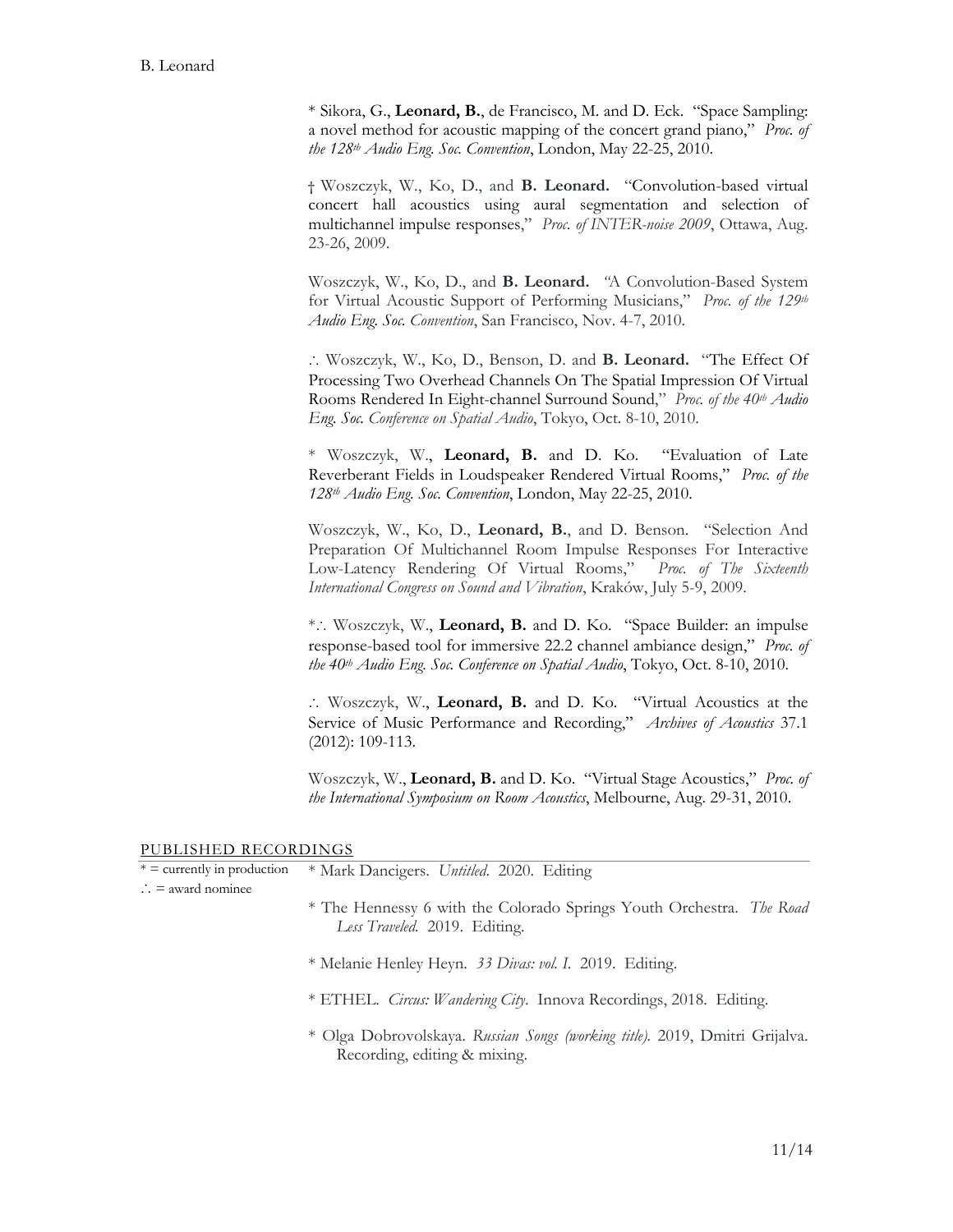\* Sikora, G., **Leonard, B.**, de Francisco, M. and D. Eck. "Space Sampling: a novel method for acoustic mapping of the concert grand piano," *Proc. of the 128th Audio Eng. Soc. Convention*, London, May 22-25, 2010.

† Woszczyk, W., Ko, D., and **B. Leonard.** "Convolution-based virtual concert hall acoustics using aural segmentation and selection of multichannel impulse responses," *Proc. of INTER-noise 2009*, Ottawa, Aug. 23-26, 2009.

Woszczyk, W., Ko, D., and **B. Leonard.** "A Convolution-Based System for Virtual Acoustic Support of Performing Musicians," *Proc. of the 129th Audio Eng. Soc. Convention*, San Francisco, Nov. 4-7, 2010.

∴ Woszczyk, W., Ko, D., Benson, D. and **B. Leonard.** "The Effect Of Processing Two Overhead Channels On The Spatial Impression Of Virtual Rooms Rendered In Eight-channel Surround Sound," *Proc. of the 40th Audio Eng. Soc. Conference on Spatial Audio*, Tokyo, Oct. 8-10, 2010.

\* Woszczyk, W., **Leonard, B.** and D. Ko. "Evaluation of Late Reverberant Fields in Loudspeaker Rendered Virtual Rooms," *Proc. of the 128th Audio Eng. Soc. Convention*, London, May 22-25, 2010.

Woszczyk, W., Ko, D., **Leonard, B.**, and D. Benson. "Selection And Preparation Of Multichannel Room Impulse Responses For Interactive Low-Latency Rendering Of Virtual Rooms," *Proc. of The Sixteenth International Congress on Sound and Vibration*, Kraków, July 5-9, 2009.

\*∴ Woszczyk, W., **Leonard, B.** and D. Ko. "Space Builder: an impulse response-based tool for immersive 22.2 channel ambiance design," *Proc. of the 40th Audio Eng. Soc. Conference on Spatial Audio*, Tokyo, Oct. 8-10, 2010.

∴ Woszczyk, W., **Leonard, B.** and D. Ko. "Virtual Acoustics at the Service of Music Performance and Recording," *Archives of Acoustics* 37.1 (2012): 109-113.

Woszczyk, W., **Leonard, B.** and D. Ko. "Virtual Stage Acoustics," *Proc. of the International Symposium on Room Acoustics*, Melbourne, Aug. 29-31, 2010.

## PUBLISHED RECORDINGS

\* = currently in production
∴ = award nominee

\* Mark Dancigers. *Untitled*. 2020. Editing

\* The Hennessy 6 with the Colorado Springs Youth Orchestra. *The Road Less Traveled*. 2019. Editing.

\* Melanie Henley Heyn. *33 Divas: vol. I*. 2019. Editing.

\* ETHEL. *Circus: Wandering City*. Innova Recordings, 2018. Editing.

\* Olga Dobrovolskaya. *Russian Songs (working title)*. 2019, Dmitri Grijalva. Recording, editing & mixing.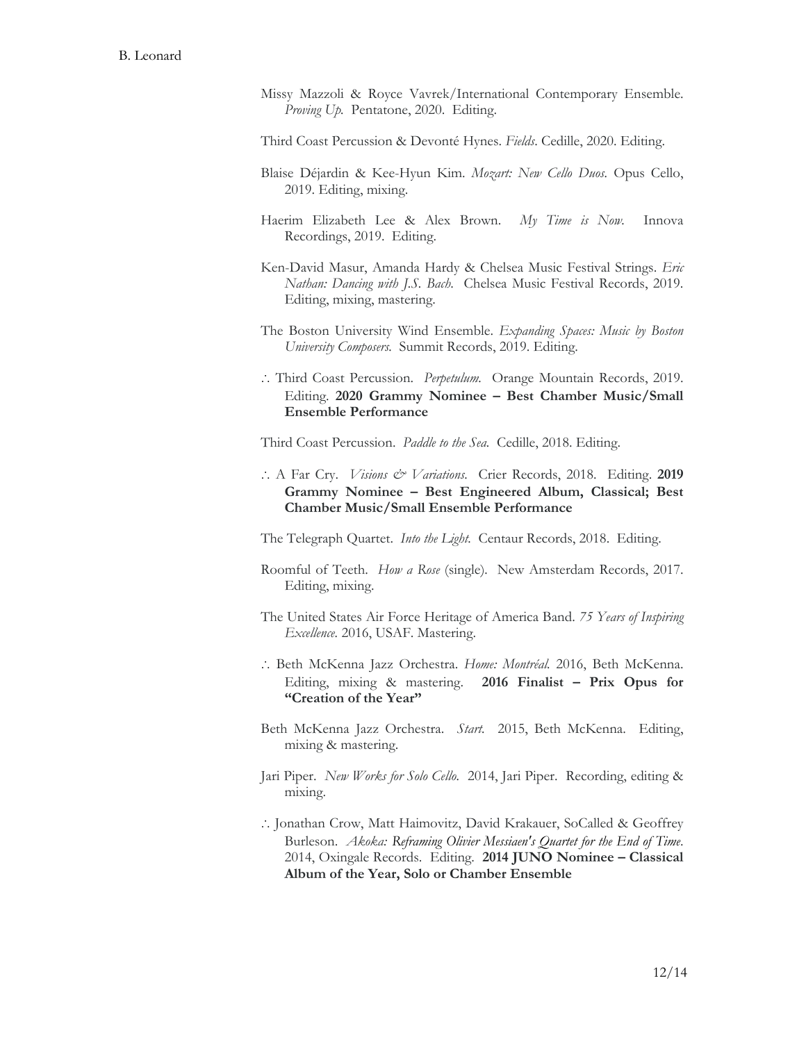Missy Mazzoli & Royce Vavrek/International Contemporary Ensemble. *Proving Up.* Pentatone, 2020. Editing.

Third Coast Percussion & Devonté Hynes. *Fields*. Cedille, 2020. Editing.

Blaise Déjardin & Kee-Hyun Kim. *Mozart: New Cello Duos.* Opus Cello, 2019. Editing, mixing.

Haerim Elizabeth Lee & Alex Brown. *My Time is Now.* Innova Recordings, 2019. Editing.

Ken-David Masur, Amanda Hardy & Chelsea Music Festival Strings. *Eric Nathan: Dancing with J.S. Bach.* Chelsea Music Festival Records, 2019. Editing, mixing, mastering.

The Boston University Wind Ensemble. *Expanding Spaces: Music by Boston University Composers.* Summit Records, 2019. Editing.

∴ Third Coast Percussion. *Perpetulum.* Orange Mountain Records, 2019. Editing. **2020 Grammy Nominee – Best Chamber Music/Small Ensemble Performance**

Third Coast Percussion. *Paddle to the Sea.* Cedille, 2018. Editing.

∴ A Far Cry. *Visions & Variations.* Crier Records, 2018. Editing. **2019 Grammy Nominee – Best Engineered Album, Classical; Best Chamber Music/Small Ensemble Performance**

The Telegraph Quartet. *Into the Light.* Centaur Records, 2018. Editing.

Roomful of Teeth. *How a Rose* (single). New Amsterdam Records, 2017. Editing, mixing.

The United States Air Force Heritage of America Band. *75 Years of Inspiring Excellence.* 2016, USAF. Mastering.

∴ Beth McKenna Jazz Orchestra. *Home: Montréal.* 2016, Beth McKenna. Editing, mixing & mastering. **2016 Finalist – Prix Opus for "Creation of the Year"**

Beth McKenna Jazz Orchestra. *Start.* 2015, Beth McKenna. Editing, mixing & mastering.

Jari Piper. *New Works for Solo Cello.* 2014, Jari Piper. Recording, editing & mixing.

∴ Jonathan Crow, Matt Haimovitz, David Krakauer, SoCalled & Geoffrey Burleson. *Akoka: Reframing Olivier Messiaen's Quartet for the End of Time.* 2014, Oxingale Records. Editing. **2014 JUNO Nominee – Classical Album of the Year, Solo or Chamber Ensemble**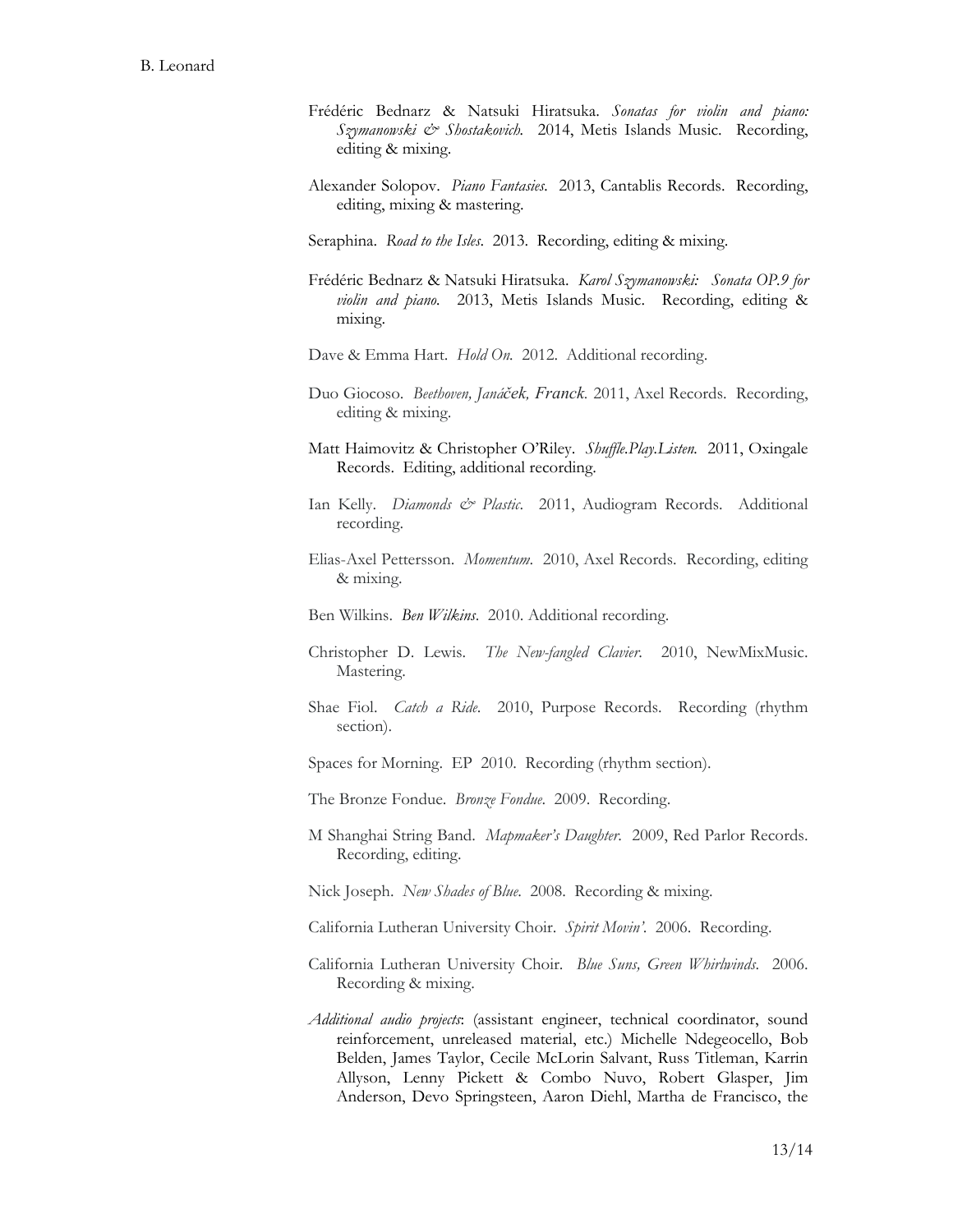Frédéric Bednarz & Natsuki Hiratsuka. *Sonatas for violin and piano: Szymanowski & Shostakovich.* 2014, Metis Islands Music. Recording, editing & mixing.

Alexander Solopov. *Piano Fantasies.* 2013, Cantablis Records. Recording, editing, mixing & mastering.

Seraphina. *Road to the Isles.* 2013. Recording, editing & mixing.

Frédéric Bednarz & Natsuki Hiratsuka. *Karol Szymanowski: Sonata OP.9 for violin and piano.* 2013, Metis Islands Music. Recording, editing & mixing.

Dave & Emma Hart. *Hold On.* 2012. Additional recording.

Duo Giocoso. *Beethoven, Janáček, Franck.* 2011, Axel Records. Recording, editing & mixing.

Matt Haimovitz & Christopher O'Riley. *Shuffle.Play.Listen.* 2011, Oxingale Records. Editing, additional recording.

Ian Kelly. *Diamonds & Plastic.* 2011, Audiogram Records. Additional recording.

Elias-Axel Pettersson. *Momentum.* 2010, Axel Records. Recording, editing & mixing.

Ben Wilkins. *Ben Wilkins.* 2010. Additional recording.

Christopher D. Lewis. *The New-fangled Clavier.* 2010, NewMixMusic. Mastering.

Shae Fiol. *Catch a Ride.* 2010, Purpose Records. Recording (rhythm section).

Spaces for Morning. EP 2010. Recording (rhythm section).

The Bronze Fondue. *Bronze Fondue.* 2009. Recording.

M Shanghai String Band. *Mapmaker's Daughter.* 2009, Red Parlor Records. Recording, editing.

Nick Joseph. *New Shades of Blue.* 2008. Recording & mixing.

California Lutheran University Choir. *Spirit Movin'.* 2006. Recording.

California Lutheran University Choir. *Blue Suns, Green Whirlwinds.* 2006. Recording & mixing.

*Additional audio projects*: (assistant engineer, technical coordinator, sound reinforcement, unreleased material, etc.) Michelle Ndegeocello, Bob Belden, James Taylor, Cecile McLorin Salvant, Russ Titleman, Karrin Allyson, Lenny Pickett & Combo Nuvo, Robert Glasper, Jim Anderson, Devo Springsteen, Aaron Diehl, Martha de Francisco, the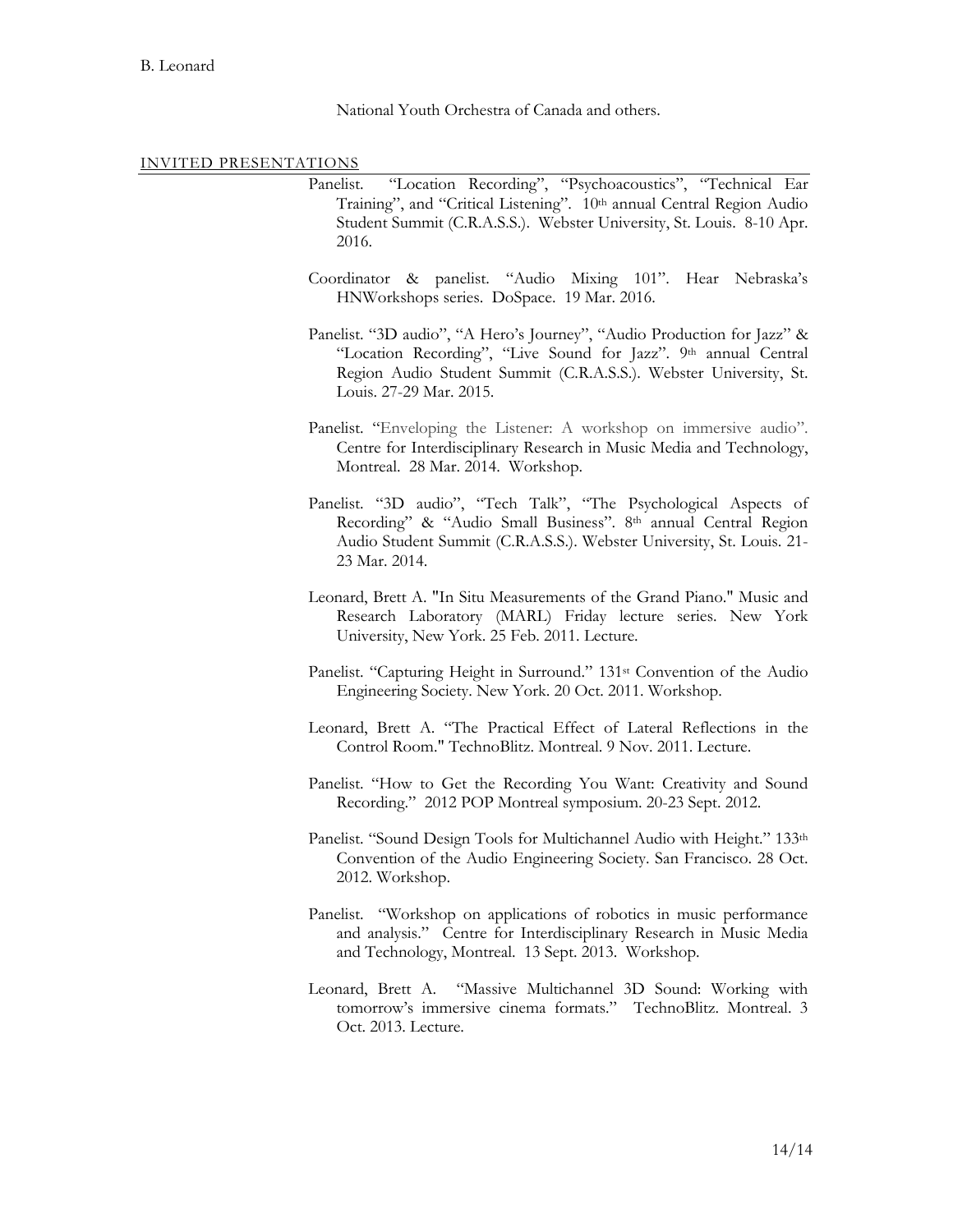National Youth Orchestra of Canada and others.

## INVITED PRESENTATIONS

Panelist. "Location Recording", "Psychoacoustics", "Technical Ear Training", and "Critical Listening". 10th annual Central Region Audio Student Summit (C.R.A.S.S.). Webster University, St. Louis. 8-10 Apr. 2016.

Coordinator & panelist. "Audio Mixing 101". Hear Nebraska's HNWorkshops series. DoSpace. 19 Mar. 2016.

Panelist. "3D audio", "A Hero's Journey", "Audio Production for Jazz" & "Location Recording", "Live Sound for Jazz". 9th annual Central Region Audio Student Summit (C.R.A.S.S.). Webster University, St. Louis. 27-29 Mar. 2015.

Panelist. "Enveloping the Listener: A workshop on immersive audio". Centre for Interdisciplinary Research in Music Media and Technology, Montreal. 28 Mar. 2014. Workshop.

Panelist. "3D audio", "Tech Talk", "The Psychological Aspects of Recording" & "Audio Small Business". 8th annual Central Region Audio Student Summit (C.R.A.S.S.). Webster University, St. Louis. 21-23 Mar. 2014.

Leonard, Brett A. "In Situ Measurements of the Grand Piano." Music and Research Laboratory (MARL) Friday lecture series. New York University, New York. 25 Feb. 2011. Lecture.

Panelist. "Capturing Height in Surround." 131st Convention of the Audio Engineering Society. New York. 20 Oct. 2011. Workshop.

Leonard, Brett A. "The Practical Effect of Lateral Reflections in the Control Room." TechnoBlitz. Montreal. 9 Nov. 2011. Lecture.

Panelist. "How to Get the Recording You Want: Creativity and Sound Recording." 2012 POP Montreal symposium. 20-23 Sept. 2012.

Panelist. "Sound Design Tools for Multichannel Audio with Height." 133th Convention of the Audio Engineering Society. San Francisco. 28 Oct. 2012. Workshop.

Panelist. "Workshop on applications of robotics in music performance and analysis." Centre for Interdisciplinary Research in Music Media and Technology, Montreal. 13 Sept. 2013. Workshop.

Leonard, Brett A. "Massive Multichannel 3D Sound: Working with tomorrow's immersive cinema formats." TechnoBlitz. Montreal. 3 Oct. 2013. Lecture.